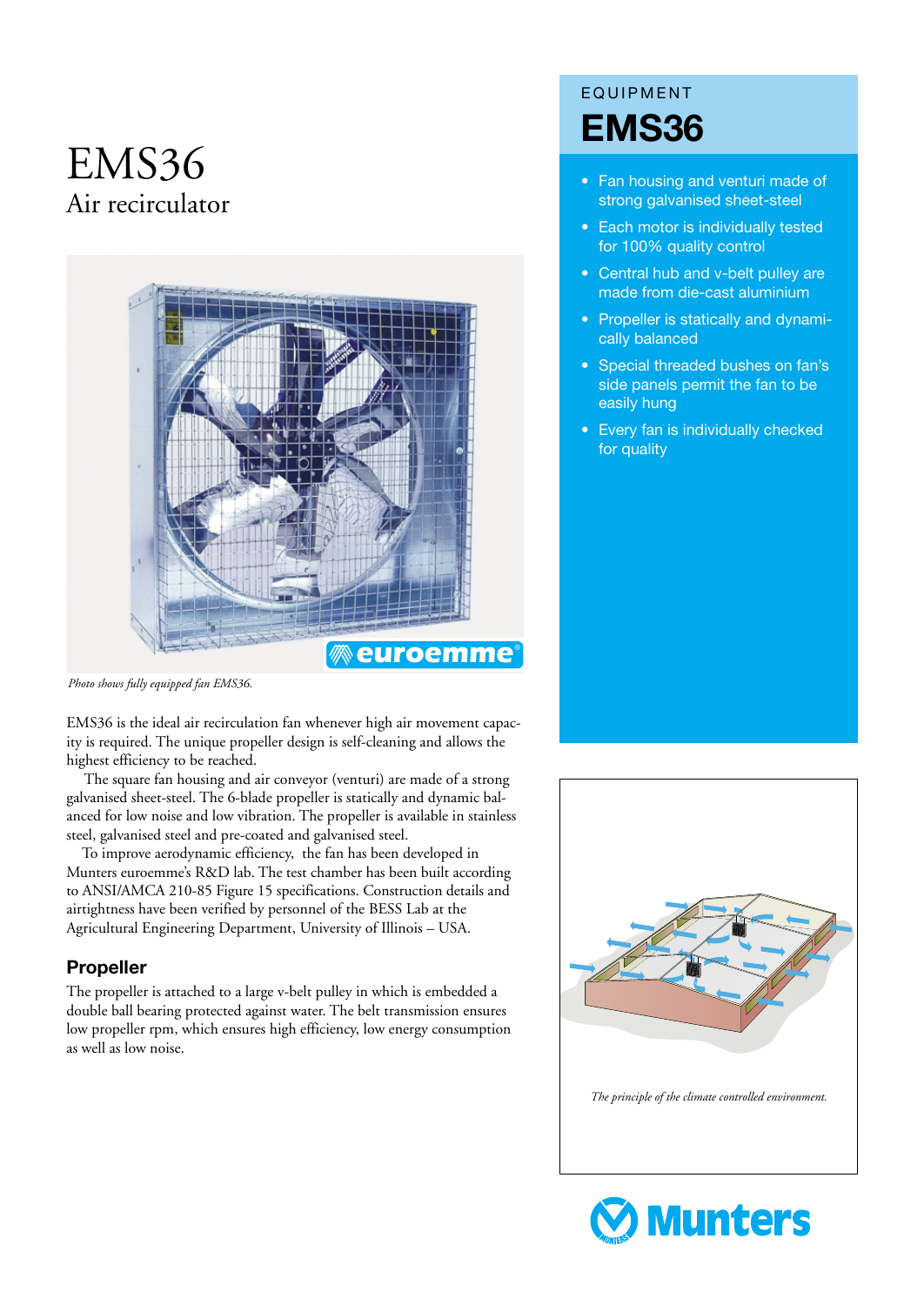# EMS36

## Air recirculator

*Photo shows fully equipped fan EMS36.*

EMS36 is the ideal air recirculation fan whenever high air movement capacity is required. The unique propeller design is self-cleaning and allows the highest efficiency to be reached.

The square fan housing and air conveyor (venturi) are made of a strong galvanised sheet-steel. The 6-blade propeller is statically and dynamic balanced for low noise and low vibration. The propeller is available in stainless steel, galvanised steel and pre-coated and galvanised steel.

To improve aerodynamic efficiency, the fan has been developed in Munters euroemme's R&D lab. The test chamber has been built according to ANSI/AMCA 210-85 Figure 15 specifications. Construction details and airtightness have been verified by personnel of the BESS Lab at the Agricultural Engineering Department, University of Illinois – USA.

### Propeller

The propeller is attached to a large v-belt pulley in which is embedded a double ball bearing protected against water. The belt transmission ensures low propeller rpm, which ensures high efficiency, low energy consumption as well as low noise.

EQUIPMENT

## EMS36

- Fan housing and venturi made of strong galvanised sheet-steel
- Each motor is individually tested for 100% quality control
- Central hub and v-belt pulley are made from die-cast aluminium
- Propeller is statically and dynamically balanced
- Special threaded bushes on fan's side panels permit the fan to be easily hung
- Every fan is individually checked for quality

*The principle of the climate controlled environment.*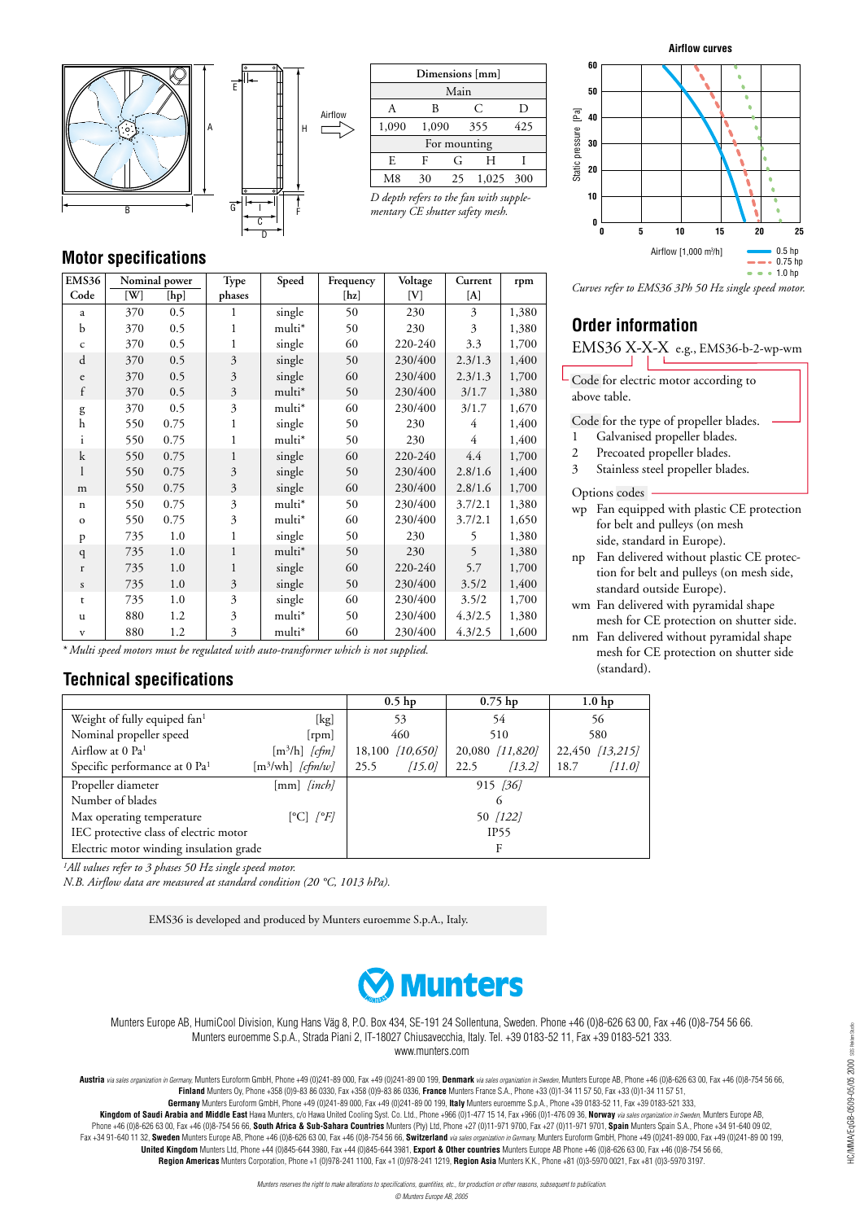A

B

E

G

C

D

I

H

F

Airflow

| Dimensions [mm] | | | |
|---|---|---|---|
| Main | | | |
| A | B | C | D |
| 1,090 | 1,090 | 355 | 425 |
| For mounting | | | |
| E | F | G | H | I |
| M8 | 30 | 25 | 1,025 | 300 |

*D depth refers to the fan with supplementary CE shutter safety mesh.*

**Airflow curves**

Static pressure [Pa]

60
50
40
30
20
10
0

0 5 10 15 20 25

Airflow [1,000 m³/h]

0.5 hp
0.75 hp
1.0 hp

*Curves refer to EMS36 3Ph 50 Hz single speed motor.*

## Motor specifications

| EMS36 Code | Nominal power [W] | [hp] | Type phases | Speed | Frequency [hz] | Voltage [V] | Current [A] | rpm |
|---|---|---|---|---|---|---|---|---|
| a | 370 | 0.5 | 1 | single | 50 | 230 | 3 | 1,380 |
| b | 370 | 0.5 | 1 | multi* | 50 | 230 | 3 | 1,380 |
| c | 370 | 0.5 | 1 | single | 60 | 220-240 | 3.3 | 1,700 |
| d | 370 | 0.5 | 3 | single | 50 | 230/400 | 2.3/1.3 | 1,400 |
| e | 370 | 0.5 | 3 | single | 60 | 230/400 | 2.3/1.3 | 1,700 |
| f | 370 | 0.5 | 3 | multi* | 50 | 230/400 | 3/1.7 | 1,380 |
| g | 370 | 0.5 | 3 | multi* | 60 | 230/400 | 3/1.7 | 1,670 |
| h | 550 | 0.75 | 1 | single | 50 | 230 | 4 | 1,400 |
| i | 550 | 0.75 | 1 | multi* | 50 | 230 | 4 | 1,400 |
| k | 550 | 0.75 | 1 | single | 60 | 220-240 | 4.4 | 1,700 |
| l | 550 | 0.75 | 3 | single | 50 | 230/400 | 2.8/1.6 | 1,400 |
| m | 550 | 0.75 | 3 | single | 60 | 230/400 | 2.8/1.6 | 1,700 |
| n | 550 | 0.75 | 3 | multi* | 50 | 230/400 | 3.7/2.1 | 1,380 |
| o | 550 | 0.75 | 3 | multi* | 60 | 230/400 | 3.7/2.1 | 1,650 |
| p | 735 | 1.0 | 1 | single | 50 | 230 | 5 | 1,380 |
| q | 735 | 1.0 | 1 | multi* | 50 | 230 | 5 | 1,380 |
| r | 735 | 1.0 | 1 | single | 60 | 220-240 | 5.7 | 1,700 |
| s | 735 | 1.0 | 3 | single | 50 | 230/400 | 3.5/2 | 1,400 |
| t | 735 | 1.0 | 3 | single | 60 | 230/400 | 3.5/2 | 1,700 |
| u | 880 | 1.2 | 3 | multi* | 50 | 230/400 | 4.3/2.5 | 1,380 |
| v | 880 | 1.2 | 3 | multi* | 60 | 230/400 | 4.3/2.5 | 1,600 |

*\* Multi speed motors must be regulated with auto-transformer which is not supplied.*

## Order information

EMS36 X-X-X e.g., EMS36-b-2-wp-wm

Code for electric motor according to above table.

Code for the type of propeller blades.

1 Galvanised propeller blades.
2 Precoated propeller blades.
3 Stainless steel propeller blades.

Options codes

- wp Fan equipped with plastic CE protection for belt and pulleys (on mesh side, standard in Europe).
- np Fan delivered without plastic CE protection for belt and pulleys (on mesh side, standard outside Europe).
- wm Fan delivered with pyramidal shape mesh for CE protection on shutter side.
- nm Fan delivered without pyramidal shape mesh for CE protection on shutter side (standard).

## Technical specifications

| | | 0.5 hp | 0.75 hp | 1.0 hp |
|---|---|---|---|---|
| Weight of fully equiped fan[1] | [kg] | 53 | 54 | 56 |
| Nominal propeller speed | [rpm] | 460 | 510 | 580 |
| Airflow at 0 Pa[1] | [m³/h] *[cfm]* | 18,100 *[10,650]* | 20,080 *[11,820]* | 22,450 *[13,215]* |
| Specific performance at 0 Pa[1] | [m³/wh] *[cfm/w]* | 25.5 *[15.0]* | 22.5 *[13.2]* | 18.7 *[11.0]* |
| Propeller diameter | [mm] *[inch]* | 915 *[36]* | | |
| Number of blades | | 6 | | |
| Max operating temperature | [°C] *[°F]* | 50 *[122]* | | |
| IEC protective class of electric motor | | IP55 | | |
| Electric motor winding insulation grade | | F | | |

*[1]All values refer to 3 phases 50 Hz single speed motor.*

*N.B. Airflow data are measured at standard condition (20 °C, 1013 hPa).*

EMS36 is developed and produced by Munters euroemme S.p.A., Italy.

**Munters**

Munters Europe AB, HumiCool Division, Kung Hans Väg 8, P.O. Box 434, SE-191 24 Sollentuna, Sweden. Phone +46 (0)8-626 63 00, Fax +46 (0)8-754 56 66.
Munters euroemme S.p.A., Strada Piani 2, IT-18027 Chiusavecchia, Italy. Tel. +39 0183-52 11, Fax +39 0183-521 333.
www.munters.com

**Austria** *via sales organization in Germany,* Munters Euroform GmbH, Phone +49 (0)241-89 000, Fax +49 (0)241-89 00 199, **Denmark** *via sales organization in Sweden,* Munters Europe AB, Phone +46 (0)8-626 63 00, Fax +46 (0)8-754 56 66, **Finland** Munters Oy, Phone +358 (0)9-83 86 0330, Fax +358 (0)9-83 86 0336, **France** Munters France S.A., Phone +33 (0)1-34 11 57 50, Fax +33 (0)1-34 11 57 51, **Germany** Munters Euroform GmbH, Phone +49 (0)241-89 000, Fax +49 (0)241-89 00 199, **Italy** Munters euroemme S.p.A., Phone +39 0183-52 11, Fax +39 0183-521 333, **Kingdom of Saudi Arabia and Middle East** Hawa Munters, c/o Hawa United Cooling Syst. Co. Ltd., Phone +966 (0)1-477 15 14, Fax +966 (0)1-476 09 36, **Norway** *via sales organization in Sweden,* Munters Europe AB, Phone +46 (0)8-626 63 00, Fax +46 (0)8-754 56 66, **South Africa & Sub-Sahara Countries** Munters (Pty) Ltd, Phone +27 (0)11-971 9700, Fax +27 (0)11-971 9701, **Spain** Munters Spain S.A., Phone +34 91-640 09 02, Fax +34 91-640 11 32, **Sweden** Munters Europe AB, Phone +46 (0)8-626 63 00, Fax +46 (0)8-754 56 66, **Switzerland** *via sales organization in Germany,* Munters Euroform GmbH, Phone +49 (0)241-89 000, Fax +49 (0)241-89 00 199, **United Kingdom** Munters Ltd, Phone +44 (0)845-644 3980, Fax +44 (0)845-644 3981, **Export & Other countries** Munters Europe AB Phone +46 (0)8-626 63 00, Fax +46 (0)8-754 56 66, **Region Americas** Munters Corporation, Phone +1 (0)978-241 1100, Fax +1 (0)978-241 1219, **Region Asia** Munters K.K., Phone +81 (0)3-5970 0021, Fax +81 (0)3-5970 3197.

*Munters reserves the right to make alterations to specifications, quantities, etc., for production or other reasons, subsequent to publication.*

*© Munters Europe AB, 2005*

HC/MMA/EqGB-0509-05/05 2000 SSS Reklam Studio